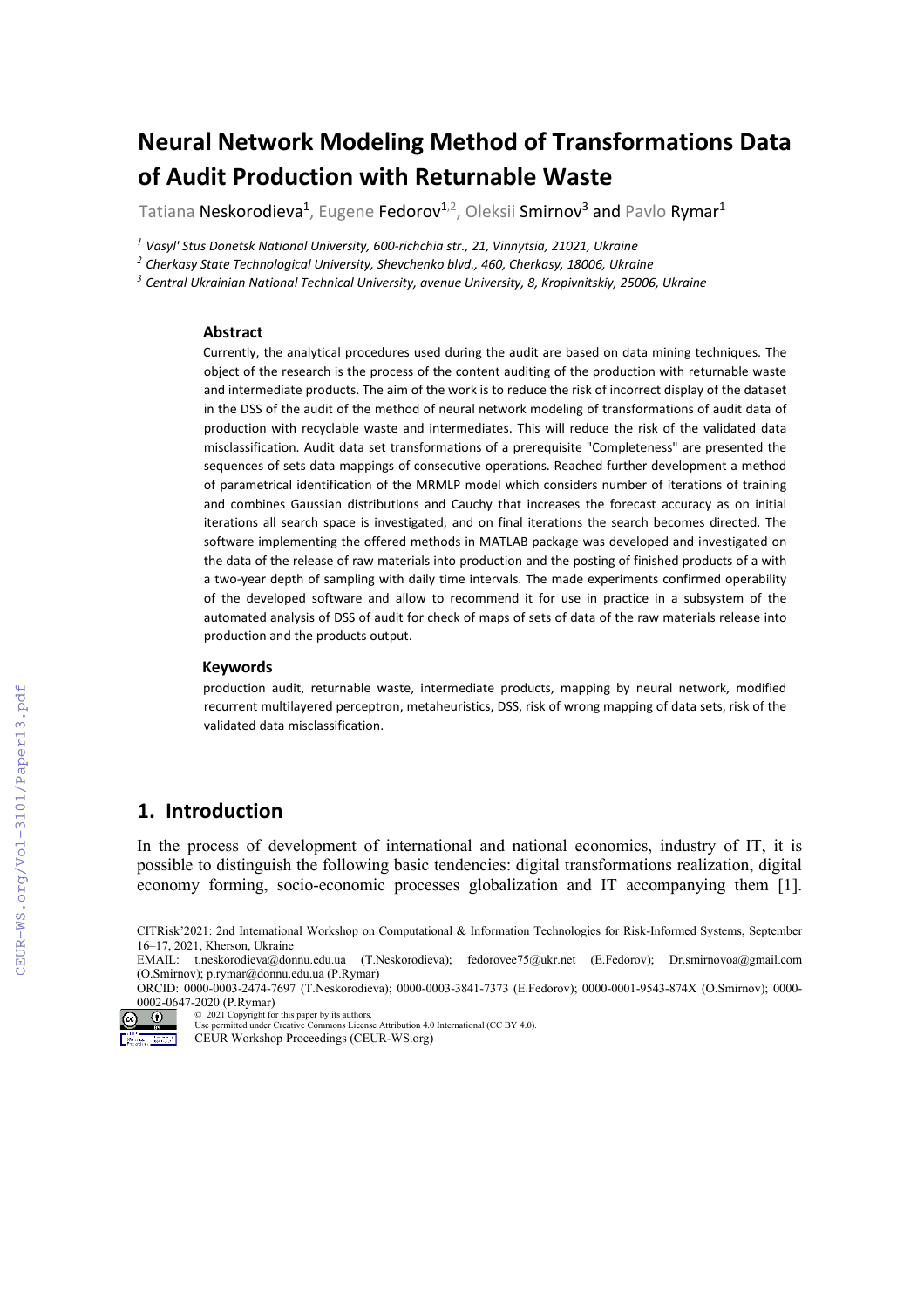# Neural Network Modeling Method of Transformations Data of Audit Production with Returnable Waste

Tatiana Neskorodieva[1], Eugene Fedorov[1,2], Oleksii Smirnov[3] and Pavlo Rymar[1]

[1] *Vasyl' Stus Donetsk National University, 600-richchia str., 21, Vinnytsia, 21021, Ukraine*

[2] *Cherkasy State Technological University, Shevchenko blvd., 460, Cherkasy, 18006, Ukraine*

[3] *Central Ukrainian National Technical University, avenue University, 8, Kropivnitskiy, 25006, Ukraine*

### Abstract

Currently, the analytical procedures used during the audit are based on data mining techniques. The object of the research is the process of the content auditing of the production with returnable waste and intermediate products. The aim of the work is to reduce the risk of incorrect display of the dataset in the DSS of the audit of the method of neural network modeling of transformations of audit data of production with recyclable waste and intermediates. This will reduce the risk of the validated data misclassification. Audit data set transformations of a prerequisite "Completeness" are presented the sequences of sets data mappings of consecutive operations. Reached further development a method of parametrical identification of the MRMLP model which considers number of iterations of training and combines Gaussian distributions and Cauchy that increases the forecast accuracy as on initial iterations all search space is investigated, and on final iterations the search becomes directed. The software implementing the offered methods in MATLAB package was developed and investigated on the data of the release of raw materials into production and the posting of finished products of a with a two-year depth of sampling with daily time intervals. The made experiments confirmed operability of the developed software and allow to recommend it for use in practice in a subsystem of the automated analysis of DSS of audit for check of maps of sets of data of the raw materials release into production and the products output.

### Keywords

production audit, returnable waste, intermediate products, mapping by neural network, modified recurrent multilayered perceptron, metaheuristics, DSS, risk of wrong mapping of data sets, risk of the validated data misclassification.

## 1. Introduction

In the process of development of international and national economics, industry of IT, it is possible to distinguish the following basic tendencies: digital transformations realization, digital economy forming, socio-economic processes globalization and IT accompanying them [1].

---

CITRisk'2021: 2nd International Workshop on Computational & Information Technologies for Risk-Informed Systems, September 16–17, 2021, Kherson, Ukraine

EMAIL: t.neskorodieva@donnu.edu.ua (T.Neskorodieva); fedorovee75@ukr.net (E.Fedorov); Dr.smirnovoa@gmail.com (O.Smirnov); p.rymar@donnu.edu.ua (P.Rymar)

ORCID: 0000-0003-2474-7697 (T.Neskorodieva); 0000-0003-3841-7373 (E.Fedorov); 0000-0001-9543-874X (O.Smirnov); 0000-0002-0647-2020 (P.Rymar)

© 2021 Copyright for this paper by its authors.
Use permitted under Creative Commons License Attribution 4.0 International (CC BY 4.0).
CEUR Workshop Proceedings (CEUR-WS.org)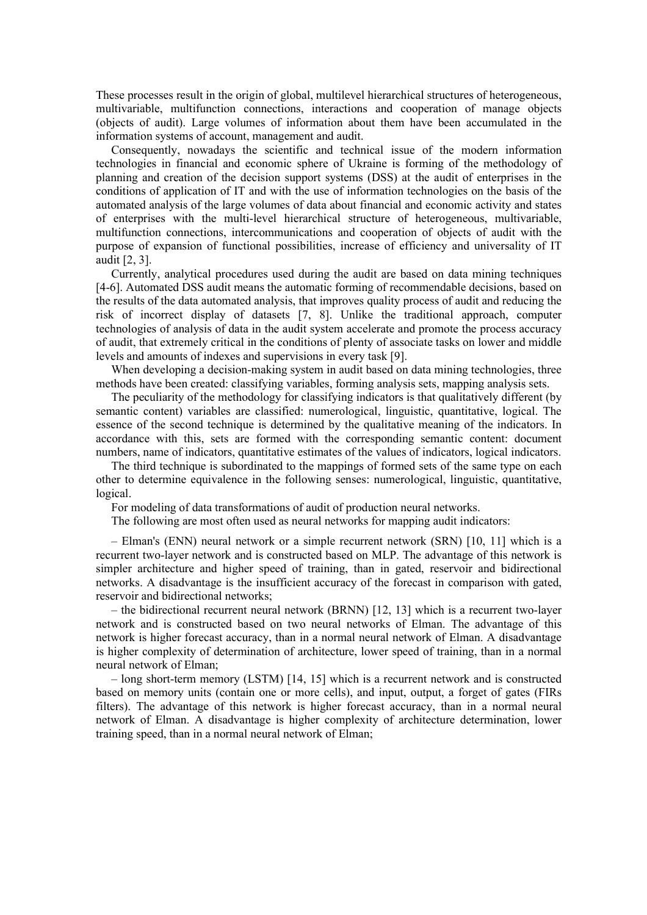These processes result in the origin of global, multilevel hierarchical structures of heterogeneous, multivariable, multifunction connections, interactions and cooperation of manage objects (objects of audit). Large volumes of information about them have been accumulated in the information systems of account, management and audit.

Consequently, nowadays the scientific and technical issue of the modern information technologies in financial and economic sphere of Ukraine is forming of the methodology of planning and creation of the decision support systems (DSS) at the audit of enterprises in the conditions of application of IT and with the use of information technologies on the basis of the automated analysis of the large volumes of data about financial and economic activity and states of enterprises with the multi-level hierarchical structure of heterogeneous, multivariable, multifunction connections, intercommunications and cooperation of objects of audit with the purpose of expansion of functional possibilities, increase of efficiency and universality of IT audit [2, 3].

Currently, analytical procedures used during the audit are based on data mining techniques [4-6]. Automated DSS audit means the automatic forming of recommendable decisions, based on the results of the data automated analysis, that improves quality process of audit and reducing the risk of incorrect display of datasets [7, 8]. Unlike the traditional approach, computer technologies of analysis of data in the audit system accelerate and promote the process accuracy of audit, that extremely critical in the conditions of plenty of associate tasks on lower and middle levels and amounts of indexes and supervisions in every task [9].

When developing a decision-making system in audit based on data mining technologies, three methods have been created: classifying variables, forming analysis sets, mapping analysis sets.

The peculiarity of the methodology for classifying indicators is that qualitatively different (by semantic content) variables are classified: numerological, linguistic, quantitative, logical. The essence of the second technique is determined by the qualitative meaning of the indicators. In accordance with this, sets are formed with the corresponding semantic content: document numbers, name of indicators, quantitative estimates of the values of indicators, logical indicators.

The third technique is subordinated to the mappings of formed sets of the same type on each other to determine equivalence in the following senses: numerological, linguistic, quantitative, logical.

For modeling of data transformations of audit of production neural networks.

The following are most often used as neural networks for mapping audit indicators:

– Elman's (ENN) neural network or a simple recurrent network (SRN) [10, 11] which is a recurrent two-layer network and is constructed based on MLP. The advantage of this network is simpler architecture and higher speed of training, than in gated, reservoir and bidirectional networks. A disadvantage is the insufficient accuracy of the forecast in comparison with gated, reservoir and bidirectional networks;

– the bidirectional recurrent neural network (BRNN) [12, 13] which is a recurrent two-layer network and is constructed based on two neural networks of Elman. The advantage of this network is higher forecast accuracy, than in a normal neural network of Elman. A disadvantage is higher complexity of determination of architecture, lower speed of training, than in a normal neural network of Elman;

– long short-term memory (LSTM) [14, 15] which is a recurrent network and is constructed based on memory units (contain one or more cells), and input, output, a forget of gates (FIRs filters). The advantage of this network is higher forecast accuracy, than in a normal neural network of Elman. A disadvantage is higher complexity of architecture determination, lower training speed, than in a normal neural network of Elman;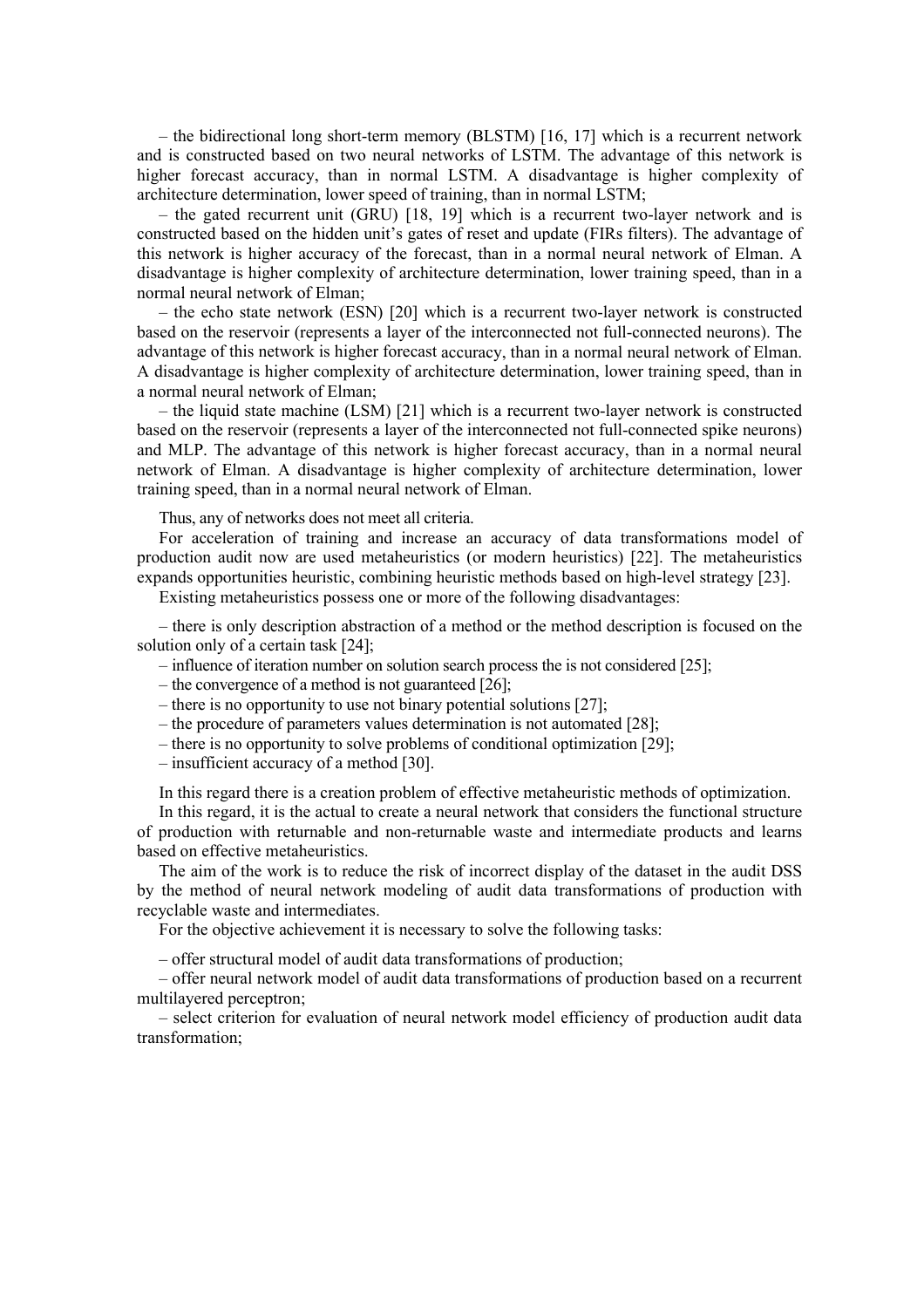– the bidirectional long short-term memory (BLSTM) [16, 17] which is a recurrent network and is constructed based on two neural networks of LSTM. The advantage of this network is higher forecast accuracy, than in normal LSTM. A disadvantage is higher complexity of architecture determination, lower speed of training, than in normal LSTM;

– the gated recurrent unit (GRU) [18, 19] which is a recurrent two-layer network and is constructed based on the hidden unit's gates of reset and update (FIRs filters). The advantage of this network is higher accuracy of the forecast, than in a normal neural network of Elman. A disadvantage is higher complexity of architecture determination, lower training speed, than in a normal neural network of Elman;

– the echo state network (ESN) [20] which is a recurrent two-layer network is constructed based on the reservoir (represents a layer of the interconnected not full-connected neurons). The advantage of this network is higher forecast accuracy, than in a normal neural network of Elman. A disadvantage is higher complexity of architecture determination, lower training speed, than in a normal neural network of Elman;

– the liquid state machine (LSM) [21] which is a recurrent two-layer network is constructed based on the reservoir (represents a layer of the interconnected not full-connected spike neurons) and MLP. The advantage of this network is higher forecast accuracy, than in a normal neural network of Elman. A disadvantage is higher complexity of architecture determination, lower training speed, than in a normal neural network of Elman.

Thus, any of networks does not meet all criteria.

For acceleration of training and increase an accuracy of data transformations model of production audit now are used metaheuristics (or modern heuristics) [22]. The metaheuristics expands opportunities heuristic, combining heuristic methods based on high-level strategy [23].

Existing metaheuristics possess one or more of the following disadvantages:

– there is only description abstraction of a method or the method description is focused on the solution only of a certain task [24];
– influence of iteration number on solution search process the is not considered [25];
– the convergence of a method is not guaranteed [26];
– there is no opportunity to use not binary potential solutions [27];
– the procedure of parameters values determination is not automated [28];
– there is no opportunity to solve problems of conditional optimization [29];
– insufficient accuracy of a method [30].

In this regard there is a creation problem of effective metaheuristic methods of optimization.

In this regard, it is the actual to create a neural network that considers the functional structure of production with returnable and non-returnable waste and intermediate products and learns based on effective metaheuristics.

The aim of the work is to reduce the risk of incorrect display of the dataset in the audit DSS by the method of neural network modeling of audit data transformations of production with recyclable waste and intermediates.

For the objective achievement it is necessary to solve the following tasks:

– offer structural model of audit data transformations of production;
– offer neural network model of audit data transformations of production based on a recurrent multilayered perceptron;
– select criterion for evaluation of neural network model efficiency of production audit data transformation;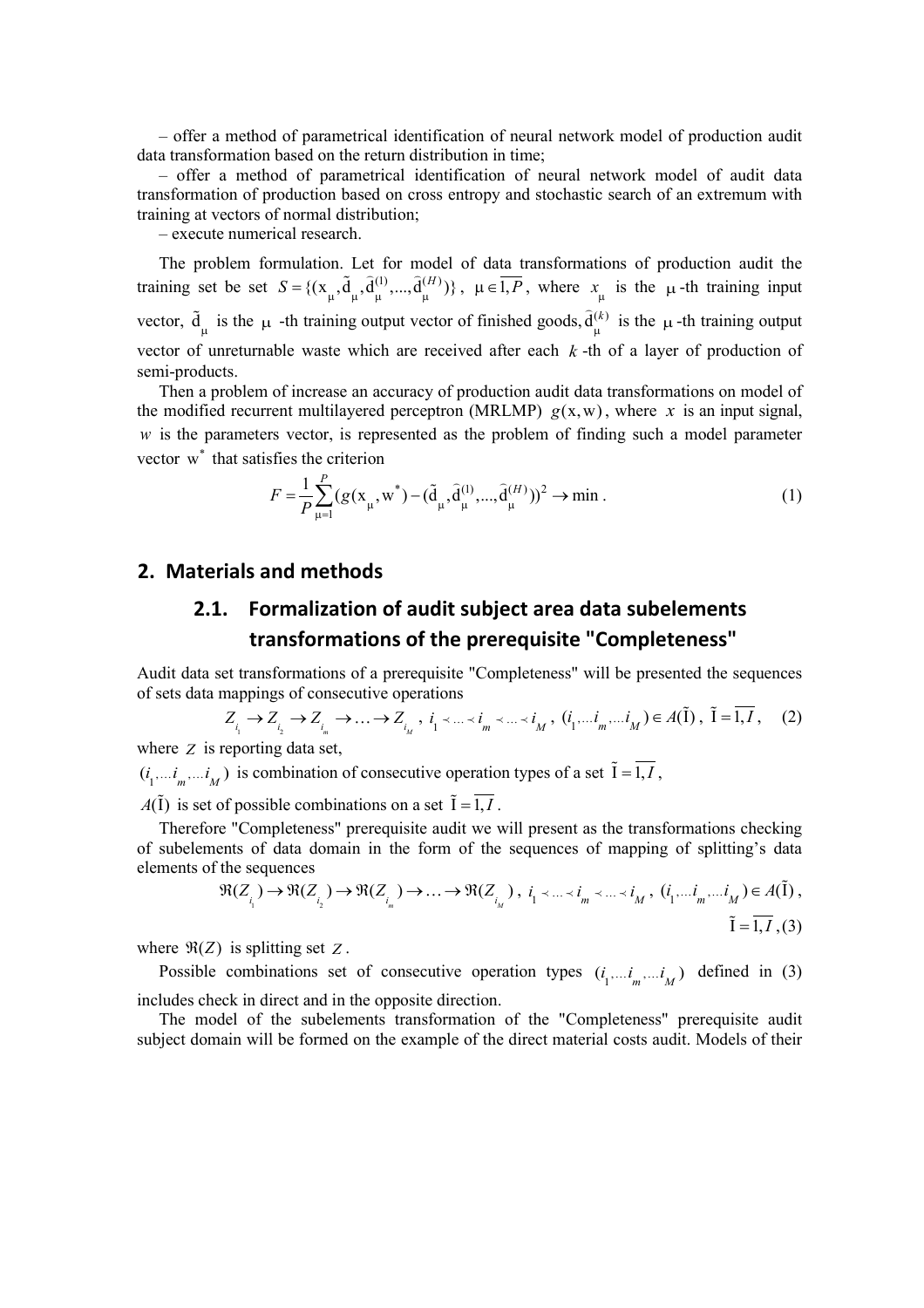– offer a method of parametrical identification of neural network model of production audit data transformation based on the return distribution in time;

– offer a method of parametrical identification of neural network model of audit data transformation of production based on cross entropy and stochastic search of an extremum with training at vectors of normal distribution;

– execute numerical research.

The problem formulation. Let for model of data transformations of production audit the training set be set $S = \{(x_\mu, \tilde{d}_\mu, \hat{d}_\mu^{(1)}, ..., \hat{d}_\mu^{(H)})\}$, $\mu \in \overline{1,P}$, where $x_\mu$ is the $\mu$-th training input vector, $\tilde{d}_\mu$ is the $\mu$-th training output vector of finished goods, $\hat{d}_\mu^{(k)}$ is the $\mu$-th training output vector of unreturnable waste which are received after each $k$-th of a layer of production of semi-products.

Then a problem of increase an accuracy of production audit data transformations on model of the modified recurrent multilayered perceptron (MRLMP) $g(x, w)$, where $x$ is an input signal, $w$ is the parameters vector, is represented as the problem of finding such a model parameter vector $w^*$ that satisfies the criterion

$$F = \frac{1}{P}\sum_{\mu=1}^{P}(g(x_\mu, w^*) - (\tilde{d}_\mu, \hat{d}_\mu^{(1)}, ..., \hat{d}_\mu^{(H)}))^2 \to \min . \quad (1)$$

## 2. Materials and methods

### 2.1. Formalization of audit subject area data subelements transformations of the prerequisite "Completeness"

Audit data set transformations of a prerequisite "Completeness" will be presented the sequences of sets data mappings of consecutive operations

$$Z_{i_1} \to Z_{i_2} \to Z_{i_m} \to \ldots \to Z_{i_M},\ i_1 \prec \ldots \prec i_m \prec \ldots \prec i_M,\ (i_1, \ldots i_m, \ldots i_M) \in A(\tilde{I}),\ \tilde{I} = \overline{1,I}, \quad (2)$$

where $Z$ is reporting data set,

$(i_1, \ldots i_m, \ldots i_M)$ is combination of consecutive operation types of a set $\tilde{I} = \overline{1,I}$,

$A(\tilde{I})$ is set of possible combinations on a set $\tilde{I} = \overline{1,I}$.

Therefore "Completeness" prerequisite audit we will present as the transformations checking of subelements of data domain in the form of the sequences of mapping of splitting's data elements of the sequences

$$\Re(Z_{i_1}) \to \Re(Z_{i_2}) \to \Re(Z_{i_m}) \to \ldots \to \Re(Z_{i_M}),\ i_1 \prec \ldots \prec i_m \prec \ldots \prec i_M,\ (i_1, \ldots i_m, \ldots i_M) \in A(\tilde{I}),$$
$$\tilde{I} = \overline{1,I}, \quad (3)$$

where $\Re(Z)$ is splitting set $Z$.

Possible combinations set of consecutive operation types $(i_1, \ldots i_m, \ldots i_M)$ defined in (3) includes check in direct and in the opposite direction.

The model of the subelements transformation of the "Completeness" prerequisite audit subject domain will be formed on the example of the direct material costs audit. Models of their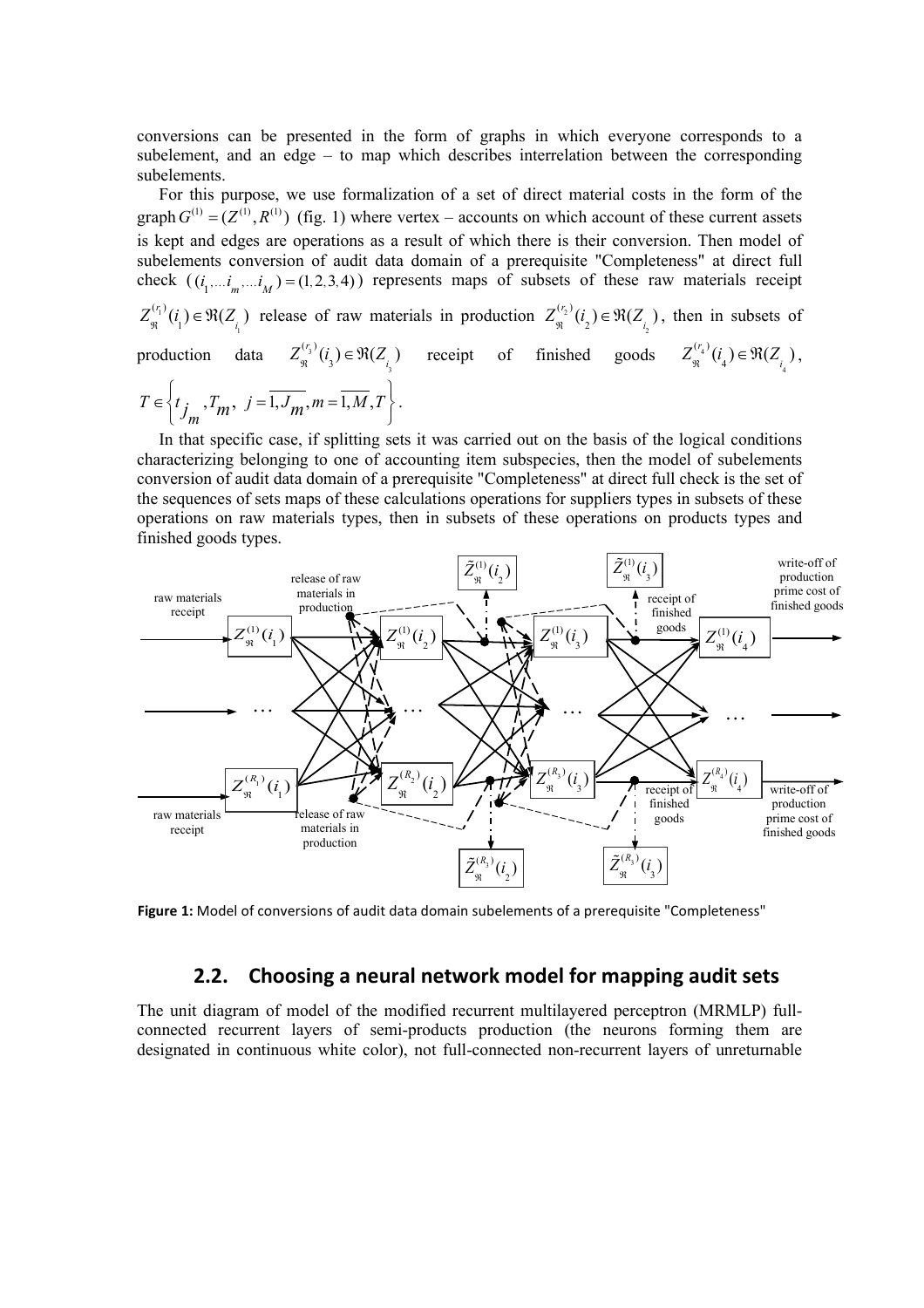conversions can be presented in the form of graphs in which everyone corresponds to a subelement, and an edge – to map which describes interrelation between the corresponding subelements.

For this purpose, we use formalization of a set of direct material costs in the form of the graph $G^{(1)} = (Z^{(1)}, R^{(1)})$ (fig. 1) where vertex – accounts on which account of these current assets is kept and edges are operations as a result of which there is their conversion. Then model of subelements conversion of audit data domain of a prerequisite "Completeness" at direct full check ($(i_1, \ldots i_m, \ldots i_M) = (1,2,3,4)$) represents maps of subsets of these raw materials receipt $Z_{\Re}^{(r_1)}(i_1) \in \Re(Z_{i_1})$ release of raw materials in production $Z_{\Re}^{(r_2)}(i_2) \in \Re(Z_{i_2})$, then in subsets of production data $Z_{\Re}^{(r_3)}(i_3) \in \Re(Z_{i_3})$ receipt of finished goods $Z_{\Re}^{(r_4)}(i_4) \in \Re(Z_{i_4})$, $T \in \left\{ t_{j_m}, T_m,\ j = \overline{1, J_m}, m = \overline{1, M}, T \right\}$.

In that specific case, if splitting sets it was carried out on the basis of the logical conditions characterizing belonging to one of accounting item subspecies, then the model of subelements conversion of audit data domain of a prerequisite "Completeness" at direct full check is the set of the sequences of sets maps of these calculations operations for suppliers types in subsets of these operations on raw materials types, then in subsets of these operations on products types and finished goods types.

**Figure 1:** Model of conversions of audit data domain subelements of a prerequisite "Completeness"

## 2.2. Choosing a neural network model for mapping audit sets

The unit diagram of model of the modified recurrent multilayered perceptron (MRMLP) full-connected recurrent layers of semi-products production (the neurons forming them are designated in continuous white color), not full-connected non-recurrent layers of unreturnable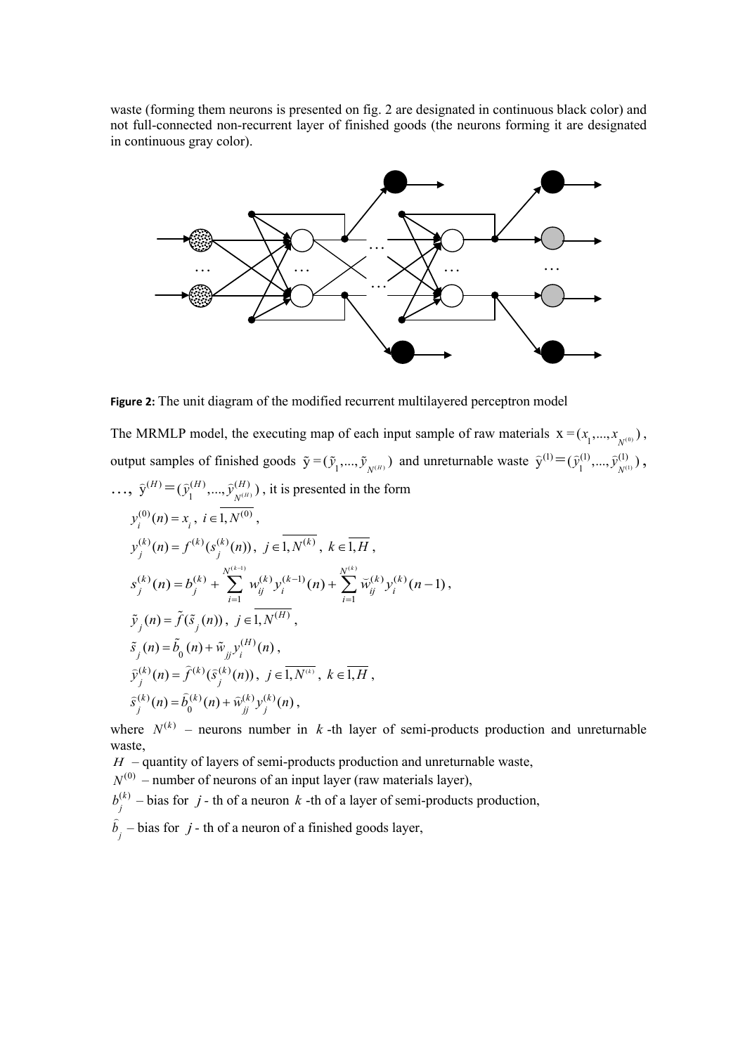waste (forming them neurons is presented on fig. 2 are designated in continuous black color) and not full-connected non-recurrent layer of finished goods (the neurons forming it are designated in continuous gray color).

**Figure 2:** The unit diagram of the modified recurrent multilayered perceptron model

The MRMLP model, the executing map of each input sample of raw materials $\mathrm{x} = (x_1,...,x_{N^{(0)}})$, output samples of finished goods $\tilde{\mathrm{y}} = (\tilde{y}_1,...,\tilde{y}_{N^{(H)}})$ and unreturnable waste $\hat{\mathrm{y}}^{(1)} = (\hat{y}_1^{(1)},...,\hat{y}_{N^{(1)}}^{(1)})$, $\ldots$, $\hat{\mathrm{y}}^{(H)} = (\hat{y}_1^{(H)},...,\hat{y}_{N^{(H)}}^{(H)})$, it is presented in the form

$$y_i^{(0)}(n) = x_i, \; i \in \overline{1, N^{(0)}},$$

$$y_j^{(k)}(n) = f^{(k)}(s_j^{(k)}(n)), \; j \in \overline{1, N^{(k)}}, \; k \in \overline{1, H},$$

$$s_j^{(k)}(n) = b_j^{(k)} + \sum_{i=1}^{N^{(k-1)}} w_{ij}^{(k)} y_i^{(k-1)}(n) + \sum_{i=1}^{N^{(k)}} \breve{w}_{ij}^{(k)} y_i^{(k)}(n-1),$$

$$\tilde{y}_j(n) = \tilde{f}(\tilde{s}_j(n)), \; j \in \overline{1, N^{(H)}},$$

$$\tilde{s}_j(n) = \tilde{b}_0(n) + \tilde{w}_{jj} y_i^{(H)}(n),$$

$$\hat{y}_j^{(k)}(n) = \hat{f}^{(k)}(\hat{s}_j^{(k)}(n)), \; j \in \overline{1, N^{(k)}}, \; k \in \overline{1, H},$$

$$\hat{s}_j^{(k)}(n) = \hat{b}_0^{(k)}(n) + \hat{w}_{jj}^{(k)} y_j^{(k)}(n),$$

where $N^{(k)}$ – neurons number in $k$-th layer of semi-products production and unreturnable waste,

$H$ – quantity of layers of semi-products production and unreturnable waste,

$N^{(0)}$ – number of neurons of an input layer (raw materials layer),

$b_j^{(k)}$ – bias for $j$ - th of a neuron $k$ -th of a layer of semi-products production,

$\hat{b}_j$ – bias for $j$ - th of a neuron of a finished goods layer,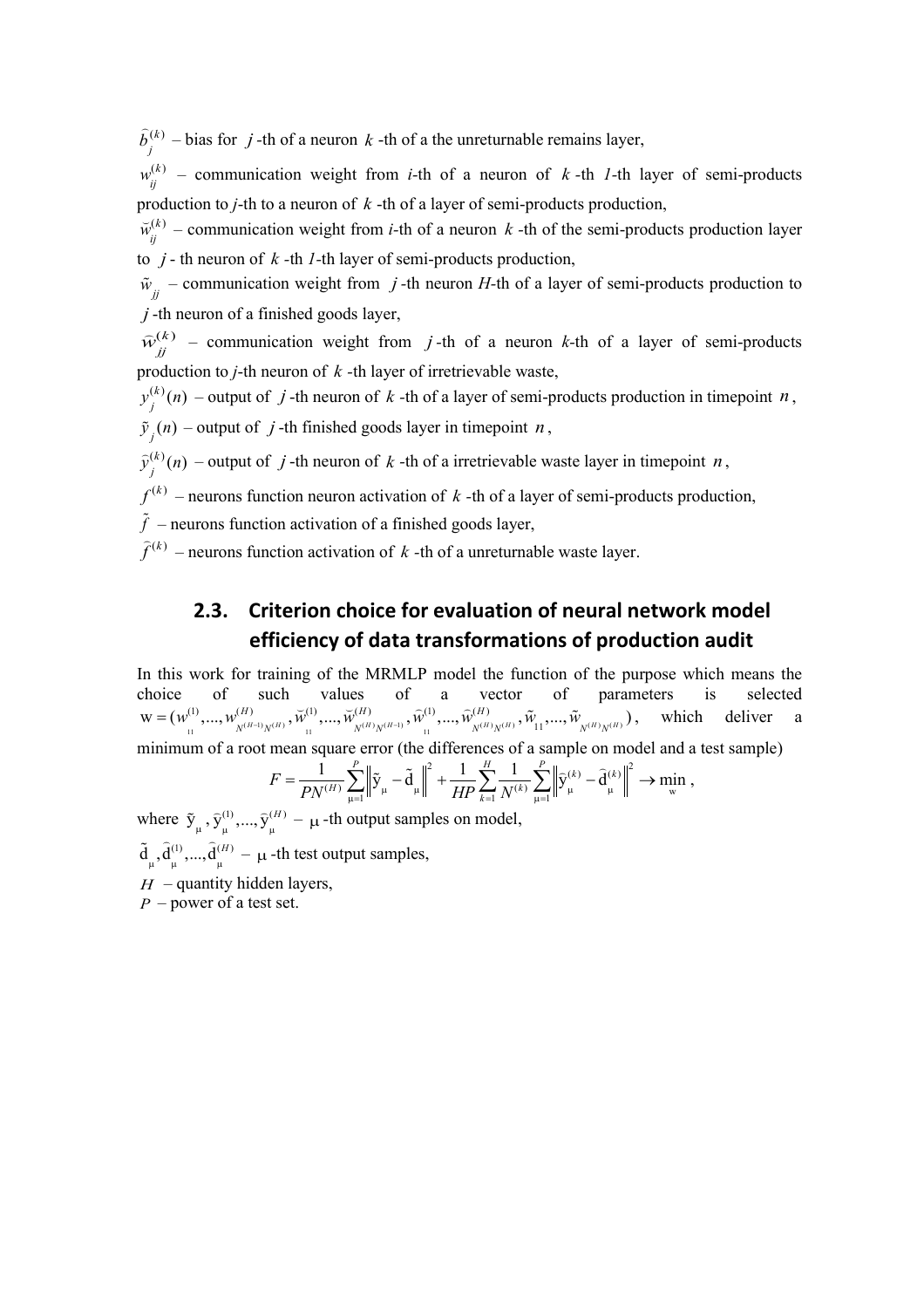$\widehat{b}_j^{(k)}$ – bias for $j$ -th of a neuron $k$ -th of a the unreturnable remains layer,

$w_{ij}^{(k)}$ – communication weight from *i*-th of a neuron of $k$ -th *1*-th layer of semi-products production to *j*-th to a neuron of $k$ -th of a layer of semi-products production,

$\breve{w}_{ij}^{(k)}$ – communication weight from *i*-th of a neuron $k$ -th of the semi-products production layer to $j$ - th neuron of $k$ -th *1*-th layer of semi-products production,

$\tilde{w}_{jj}$ – communication weight from $j$ -th neuron *H*-th of a layer of semi-products production to $j$ -th neuron of a finished goods layer,

$\widehat{w}_{jj}^{(k)}$ – communication weight from $j$ -th of a neuron *k*-th of a layer of semi-products production to *j*-th neuron of $k$ -th layer of irretrievable waste,

$y_j^{(k)}(n)$ – output of $j$ -th neuron of $k$ -th of a layer of semi-products production in timepoint $n$,

$\tilde{y}_j(n)$ – output of $j$ -th finished goods layer in timepoint $n$,

$\widehat{y}_j^{(k)}(n)$ – output of $j$ -th neuron of $k$ -th of a irretrievable waste layer in timepoint $n$,

$f^{(k)}$ – neurons function neuron activation of $k$ -th of a layer of semi-products production,

$\tilde{f}$ – neurons function activation of a finished goods layer,

$\widehat{f}^{(k)}$ – neurons function activation of $k$ -th of a unreturnable waste layer.

## 2.3. Criterion choice for evaluation of neural network model efficiency of data transformations of production audit

In this work for training of the MRMLP model the function of the purpose which means the choice of such values of a vector of parameters is selected $\mathrm{w} = (w_{11}^{(1)},...,w_{N^{(H-1)}N^{(H)}}^{(H)},\breve{w}_{11}^{(1)},...,\breve{w}_{N^{(H)}N^{(H-1)}}^{(H)},\widehat{w}_{11}^{(1)},...,\widehat{w}_{N^{(H)}N^{(H)}}^{(H)},\tilde{w}_{11},...,\tilde{w}_{N^{(H)}N^{(H)}})$, which deliver a minimum of a root mean square error (the differences of a sample on model and a test sample)

$$F = \frac{1}{PN^{(H)}}\sum_{\mu=1}^{P}\left\|\tilde{\mathrm{y}}_{\mu} - \tilde{\mathrm{d}}_{\mu}\right\|^2 + \frac{1}{HP}\sum_{k=1}^{H}\frac{1}{N^{(k)}}\sum_{\mu=1}^{P}\left\|\widehat{\mathrm{y}}_{\mu}^{(k)} - \widehat{\mathrm{d}}_{\mu}^{(k)}\right\|^2 \to \min_{\mathrm{w}},$$

where $\tilde{\mathrm{y}}_{\mu}, \widehat{\mathrm{y}}_{\mu}^{(1)},...,\widehat{\mathrm{y}}_{\mu}^{(H)}$ – $\mu$ -th output samples on model,

$\tilde{\mathrm{d}}_{\mu}, \widehat{\mathrm{d}}_{\mu}^{(1)},...,\widehat{\mathrm{d}}_{\mu}^{(H)}$ – $\mu$ -th test output samples,

$H$ – quantity hidden layers,

$P$ – power of a test set.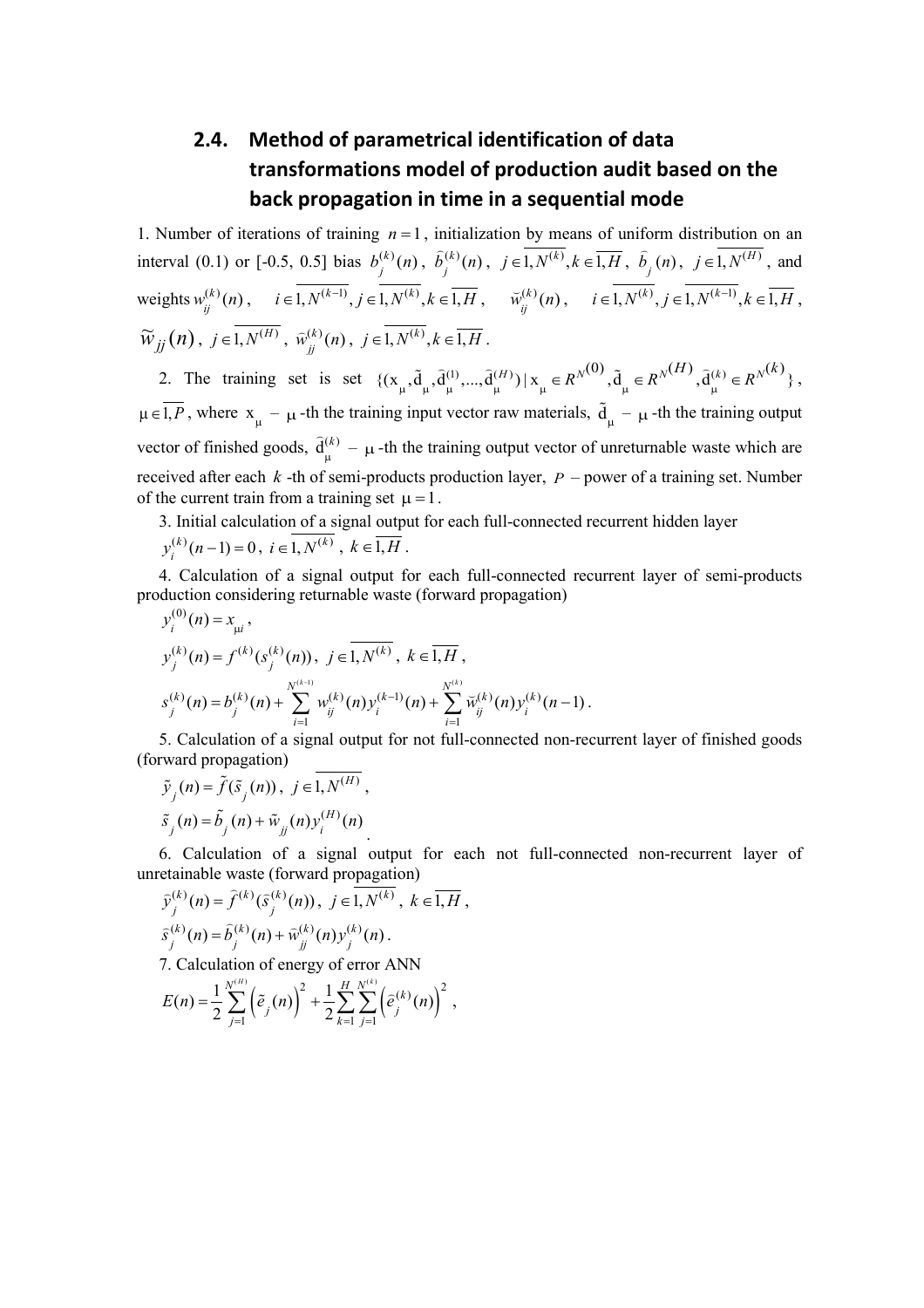### 2.4. Method of parametrical identification of data transformations model of production audit based on the back propagation in time in a sequential mode

1. Number of iterations of training $n=1$, initialization by means of uniform distribution on an interval (0.1) or [-0.5, 0.5] bias $b_j^{(k)}(n)$, $\widehat{b}_j^{(k)}(n)$, $j \in \overline{1, N^{(k)}}, k \in \overline{1, H}$, $\widetilde{b}_j(n)$, $j \in \overline{1, N^{(H)}}$, and weights $w_{ij}^{(k)}(n)$, $i \in \overline{1, N^{(k-1)}}, j \in \overline{1, N^{(k)}}, k \in \overline{1, H}$, $\breve{w}_{ij}^{(k)}(n)$, $i \in \overline{1, N^{(k)}}, j \in \overline{1, N^{(k-1)}}, k \in \overline{1, H}$, $\widetilde{w}_{jj}(n)$, $j \in \overline{1, N^{(H)}}$, $\widehat{w}_{jj}^{(k)}(n)$, $j \in \overline{1, N^{(k)}}, k \in \overline{1, H}$.

2. The training set is set $\{(\mathrm{x}_\mu, \tilde{\mathrm{d}}_\mu, \widehat{\mathrm{d}}_\mu^{(1)}, ..., \widehat{\mathrm{d}}_\mu^{(H)}) \mid \mathrm{x}_\mu \in R^{N^{(0)}}, \tilde{\mathrm{d}}_\mu \in R^{N^{(H)}}, \widehat{\mathrm{d}}_\mu^{(k)} \in R^{N^{(k)}}\}$, $\mu \in \overline{1, P}$, where $\mathrm{x}_\mu$ – $\mu$-th the training input vector raw materials, $\tilde{\mathrm{d}}_\mu$ – $\mu$-th the training output vector of finished goods, $\widehat{\mathrm{d}}_\mu^{(k)}$ – $\mu$-th the training output vector of unreturnable waste which are received after each $k$-th of semi-products production layer, $P$ – power of a training set. Number of the current train from a training set $\mu = 1$.

3. Initial calculation of a signal output for each full-connected recurrent hidden layer

$y_i^{(k)}(n-1) = 0$, $i \in \overline{1, N^{(k)}}$, $k \in \overline{1, H}$.

4. Calculation of a signal output for each full-connected recurrent layer of semi-products production considering returnable waste (forward propagation)

$$y_i^{(0)}(n) = x_{\mu i},$$

$$y_j^{(k)}(n) = f^{(k)}(s_j^{(k)}(n)),\ j \in \overline{1, N^{(k)}},\ k \in \overline{1, H},$$

$$s_j^{(k)}(n) = b_j^{(k)}(n) + \sum_{i=1}^{N^{(k-1)}} w_{ij}^{(k)}(n) y_i^{(k-1)}(n) + \sum_{i=1}^{N^{(k)}} \breve{w}_{ij}^{(k)}(n) y_i^{(k)}(n-1).$$

5. Calculation of a signal output for not full-connected non-recurrent layer of finished goods (forward propagation)

$$\tilde{y}_j(n) = \tilde{f}(\tilde{s}_j(n)),\ j \in \overline{1, N^{(H)}},$$

$$\tilde{s}_j(n) = \tilde{b}_j(n) + \tilde{w}_{jj}(n) y_i^{(H)}(n).$$

6. Calculation of a signal output for each not full-connected non-recurrent layer of unretainable waste (forward propagation)

$$\widehat{y}_j^{(k)}(n) = \widehat{f}^{(k)}(\widehat{s}_j^{(k)}(n)),\ j \in \overline{1, N^{(k)}},\ k \in \overline{1, H},$$

$$\widehat{s}_j^{(k)}(n) = \widehat{b}_j^{(k)}(n) + \widehat{w}_{jj}^{(k)}(n) y_j^{(k)}(n).$$

7. Calculation of energy of error ANN

$$E(n) = \frac{1}{2} \sum_{j=1}^{N^{(H)}} \left(\tilde{e}_j(n)\right)^2 + \frac{1}{2} \sum_{k=1}^{H} \sum_{j=1}^{N^{(k)}} \left(\widehat{e}_j^{(k)}(n)\right)^2,$$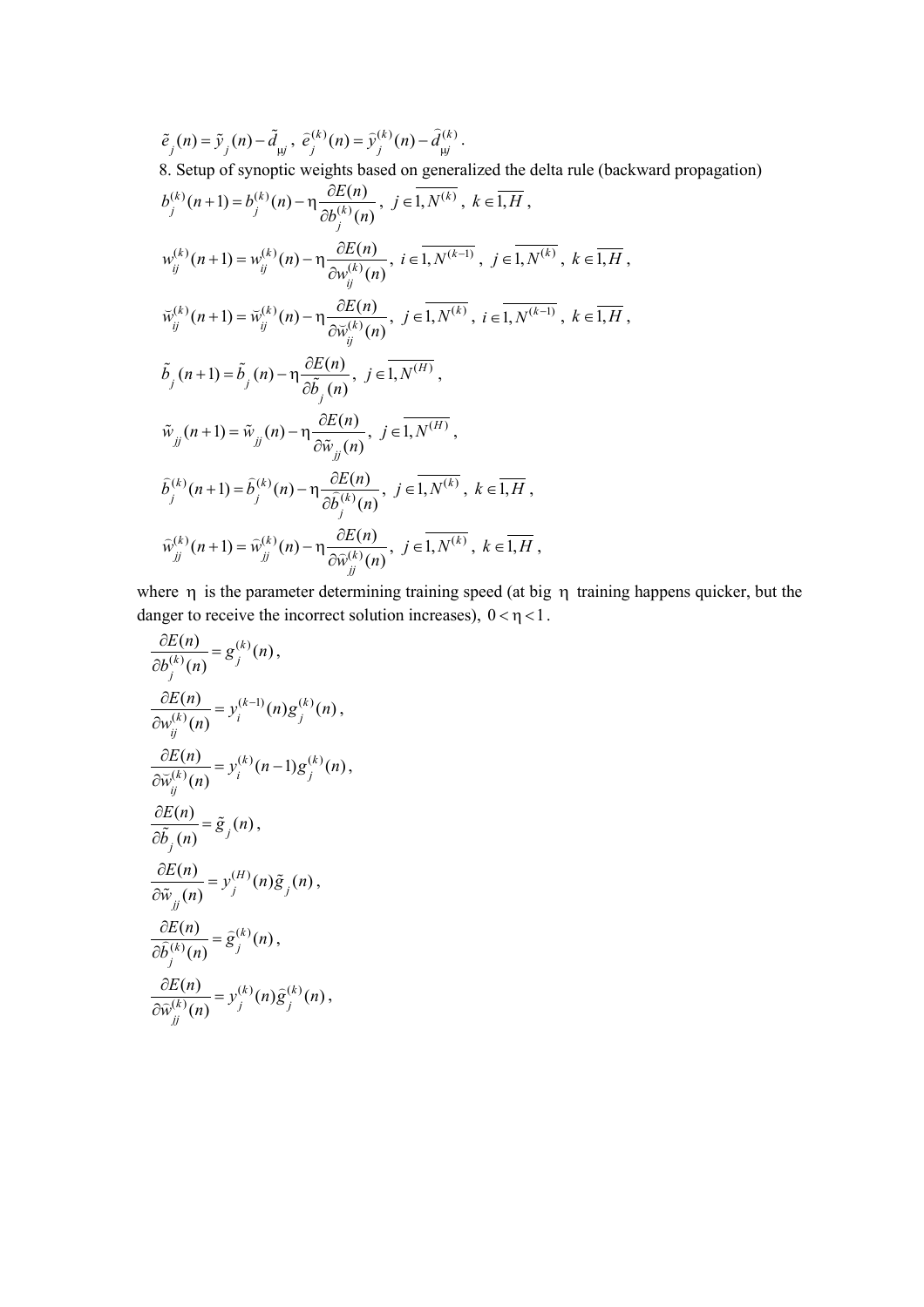$\tilde{e}_j(n) = \tilde{y}_j(n) - \tilde{d}_{\mu j}$, $\widehat{e}_j^{(k)}(n) = \widehat{y}_j^{(k)}(n) - \widehat{d}_{\mu j}^{(k)}$.

8. Setup of synoptic weights based on generalized the delta rule (backward propagation)

$$b_j^{(k)}(n+1) = b_j^{(k)}(n) - \eta \frac{\partial E(n)}{\partial b_j^{(k)}(n)}, \ j \in \overline{1, N^{(k)}}, \ k \in \overline{1, H},$$

$$w_{ij}^{(k)}(n+1) = w_{ij}^{(k)}(n) - \eta \frac{\partial E(n)}{\partial w_{ij}^{(k)}(n)}, \ i \in \overline{1, N^{(k-1)}}, \ j \in \overline{1, N^{(k)}}, \ k \in \overline{1, H},$$

$$\breve{w}_{ij}^{(k)}(n+1) = \breve{w}_{ij}^{(k)}(n) - \eta \frac{\partial E(n)}{\partial \breve{w}_{ij}^{(k)}(n)}, \ j \in \overline{1, N^{(k)}}, \ i \in \overline{1, N^{(k-1)}}, \ k \in \overline{1, H},$$

$$\tilde{b}_j(n+1) = \tilde{b}_j(n) - \eta \frac{\partial E(n)}{\partial \tilde{b}_j(n)}, \ j \in \overline{1, N^{(H)}},$$

$$\tilde{w}_{jj}(n+1) = \tilde{w}_{jj}(n) - \eta \frac{\partial E(n)}{\partial \tilde{w}_{jj}(n)}, \ j \in \overline{1, N^{(H)}},$$

$$\widehat{b}_j^{(k)}(n+1) = \widehat{b}_j^{(k)}(n) - \eta \frac{\partial E(n)}{\partial \widehat{b}_j^{(k)}(n)}, \ j \in \overline{1, N^{(k)}}, \ k \in \overline{1, H},$$

$$\widehat{w}_{jj}^{(k)}(n+1) = \widehat{w}_{jj}^{(k)}(n) - \eta \frac{\partial E(n)}{\partial \widehat{w}_{jj}^{(k)}(n)}, \ j \in \overline{1, N^{(k)}}, \ k \in \overline{1, H},$$

where $\eta$ is the parameter determining training speed (at big $\eta$ training happens quicker, but the danger to receive the incorrect solution increases), $0 < \eta < 1$.

$$\frac{\partial E(n)}{\partial b_j^{(k)}(n)} = g_j^{(k)}(n),$$

$$\frac{\partial E(n)}{\partial w_{ij}^{(k)}(n)} = y_i^{(k-1)}(n) g_j^{(k)}(n),$$

$$\frac{\partial E(n)}{\partial \breve{w}_{ij}^{(k)}(n)} = y_i^{(k)}(n-1) g_j^{(k)}(n),$$

$$\frac{\partial E(n)}{\partial \tilde{b}_j(n)} = \tilde{g}_j(n),$$

$$\frac{\partial E(n)}{\partial \tilde{w}_{jj}(n)} = y_j^{(H)}(n) \tilde{g}_j(n),$$

$$\frac{\partial E(n)}{\partial \widehat{b}_j^{(k)}(n)} = \widehat{g}_j^{(k)}(n),$$

$$\frac{\partial E(n)}{\partial \widehat{w}_{jj}^{(k)}(n)} = y_j^{(k)}(n) \widehat{g}_j^{(k)}(n),$$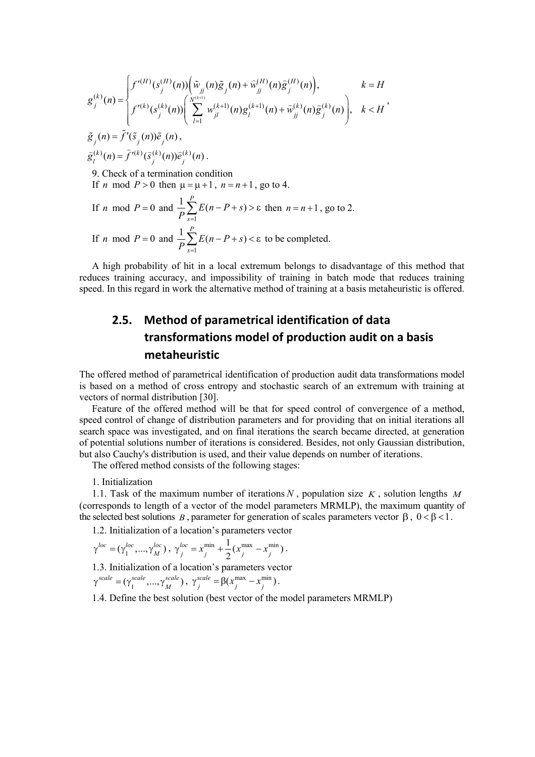$$g_j^{(k)}(n) = \begin{cases} f'^{(H)}(s_j^{(H)}(n))\left(\tilde{w}_{jj}(n)\tilde{g}_j(n) + \widehat{w}_{jj}^{(H)}(n)\widehat{g}_j^{(H)}(n)\right), & k = H \\ f'^{(k)}(s_j^{(k)}(n))\left(\sum\limits_{l=1}^{N^{(k+1)}} w_{jl}^{(k+1)}(n)g_l^{(k+1)}(n) + \widehat{w}_{jj}^{(k)}(n)\widehat{g}_j^{(k)}(n)\right), & k < H \end{cases},$$

$$\tilde{g}_j(n) = \tilde{f}'(\tilde{s}_j(n))\tilde{e}_j(n),$$

$$\widehat{g}_l^{(k)}(n) = \widehat{f}'^{(k)}(\widehat{s}_j^{(k)}(n))\widehat{e}_j^{(k)}(n).$$

9. Check of a termination condition

If $n \bmod P > 0$ then $\mu = \mu + 1$, $n = n + 1$, go to 4.

If $n \bmod P = 0$ and $\frac{1}{P}\sum\limits_{s=1}^{P} E(n - P + s) > \varepsilon$ then $n = n + 1$, go to 2.

If $n \bmod P = 0$ and $\frac{1}{P}\sum\limits_{s=1}^{P} E(n - P + s) < \varepsilon$ to be completed.

A high probability of hit in a local extremum belongs to disadvantage of this method that reduces training accuracy, and impossibility of training in batch mode that reduces training speed. In this regard in work the alternative method of training at a basis metaheuristic is offered.

## 2.5. Method of parametrical identification of data transformations model of production audit on a basis metaheuristic

The offered method of parametrical identification of production audit data transformations model is based on a method of cross entropy and stochastic search of an extremum with training at vectors of normal distribution [30].

Feature of the offered method will be that for speed control of convergence of a method, speed control of change of distribution parameters and for providing that on initial iterations all search space was investigated, and on final iterations the search became directed, at generation of potential solutions number of iterations is considered. Besides, not only Gaussian distribution, but also Cauchy's distribution is used, and their value depends on number of iterations.

The offered method consists of the following stages:

1. Initialization

1.1. Task of the maximum number of iterations $N$, population size $K$, solution lengths $M$ (corresponds to length of a vector of the model parameters MRMLP), the maximum quantity of the selected best solutions $B$, parameter for generation of scales parameters vector $\beta$, $0 < \beta < 1$.

1.2. Initialization of a location's parameters vector

$\gamma^{loc} = (\gamma_1^{loc}, ..., \gamma_M^{loc})$, $\gamma_j^{loc} = x_j^{\min} + \frac{1}{2}(x_j^{\max} - x_j^{\min})$.

1.3. Initialization of a location's parameters vector

$\gamma^{scale} = (\gamma_1^{scale}, ..., \gamma_M^{scale})$, $\gamma_j^{scale} = \beta(x_j^{\max} - x_j^{\min})$.

1.4. Define the best solution (best vector of the model parameters MRMLP)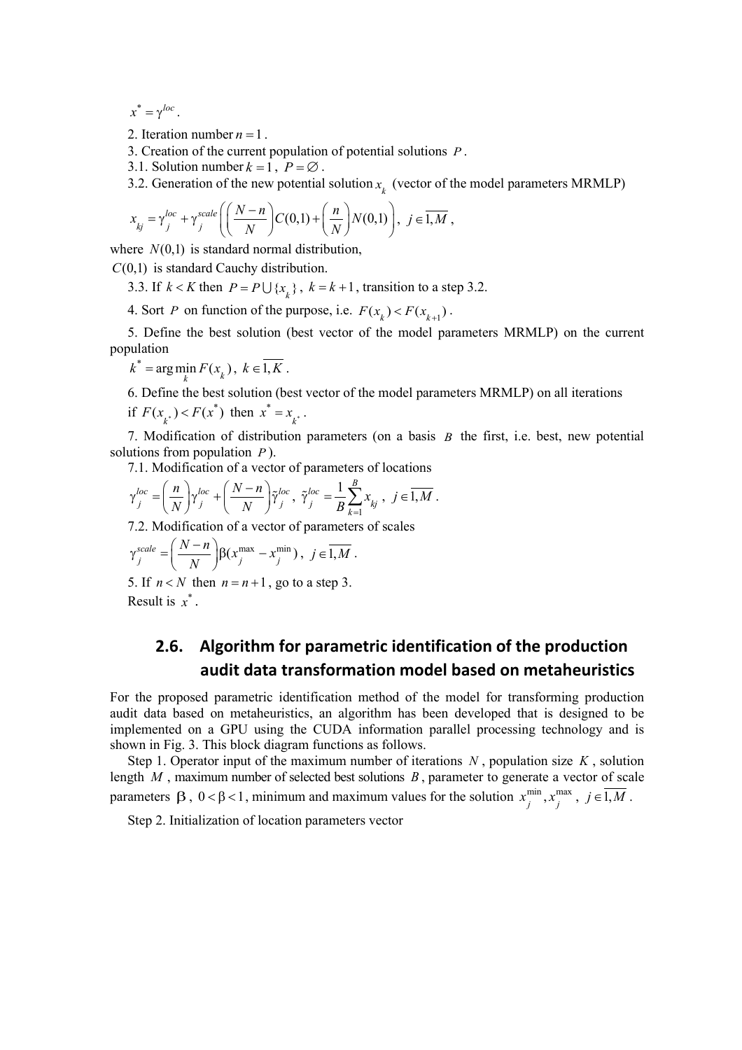$x^* = \gamma^{loc}$.

2. Iteration number $n = 1$.

3. Creation of the current population of potential solutions $P$.

3.1. Solution number $k = 1$, $P = \varnothing$.

3.2. Generation of the new potential solution $x_k$ (vector of the model parameters MRMLP)

$$x_{kj} = \gamma_j^{loc} + \gamma_j^{scale}\left(\left(\frac{N-n}{N}\right)C(0,1) + \left(\frac{n}{N}\right)N(0,1)\right),\ j \in \overline{1,M},$$

where $N(0,1)$ is standard normal distribution,

$C(0,1)$ is standard Cauchy distribution.

3.3. If $k < K$ then $P = P \cup \{x_k\}$, $k = k+1$, transition to a step 3.2.

4. Sort $P$ on function of the purpose, i.e. $F(x_k) < F(x_{k+1})$.

5. Define the best solution (best vector of the model parameters MRMLP) on the current population

$k^* = \arg\min_k F(x_k)$, $k \in \overline{1,K}$.

6. Define the best solution (best vector of the model parameters MRMLP) on all iterations

if $F(x_{k^*}) < F(x^*)$ then $x^* = x_{k^*}$.

7. Modification of distribution parameters (on a basis $B$ the first, i.e. best, new potential solutions from population $P$).

7.1. Modification of a vector of parameters of locations

$$\gamma_j^{loc} = \left(\frac{n}{N}\right)\gamma_j^{loc} + \left(\frac{N-n}{N}\right)\tilde{\gamma}_j^{loc},\ \tilde{\gamma}_j^{loc} = \frac{1}{B}\sum_{k=1}^{B} x_{kj},\ j \in \overline{1,M}.$$

7.2. Modification of a vector of parameters of scales

$$\gamma_j^{scale} = \left(\frac{N-n}{N}\right)\beta(x_j^{\max} - x_j^{\min}),\ j \in \overline{1,M}.$$

5. If $n < N$ then $n = n+1$, go to a step 3.

Result is $x^*$.

## 2.6. Algorithm for parametric identification of the production audit data transformation model based on metaheuristics

For the proposed parametric identification method of the model for transforming production audit data based on metaheuristics, an algorithm has been developed that is designed to be implemented on a GPU using the CUDA information parallel processing technology and is shown in Fig. 3. This block diagram functions as follows.

Step 1. Operator input of the maximum number of iterations $N$, population size $K$, solution length $M$, maximum number of selected best solutions $B$, parameter to generate a vector of scale parameters $\beta$, $0 < \beta < 1$, minimum and maximum values for the solution $x_j^{\min}, x_j^{\max}$, $j \in \overline{1,M}$.

Step 2. Initialization of location parameters vector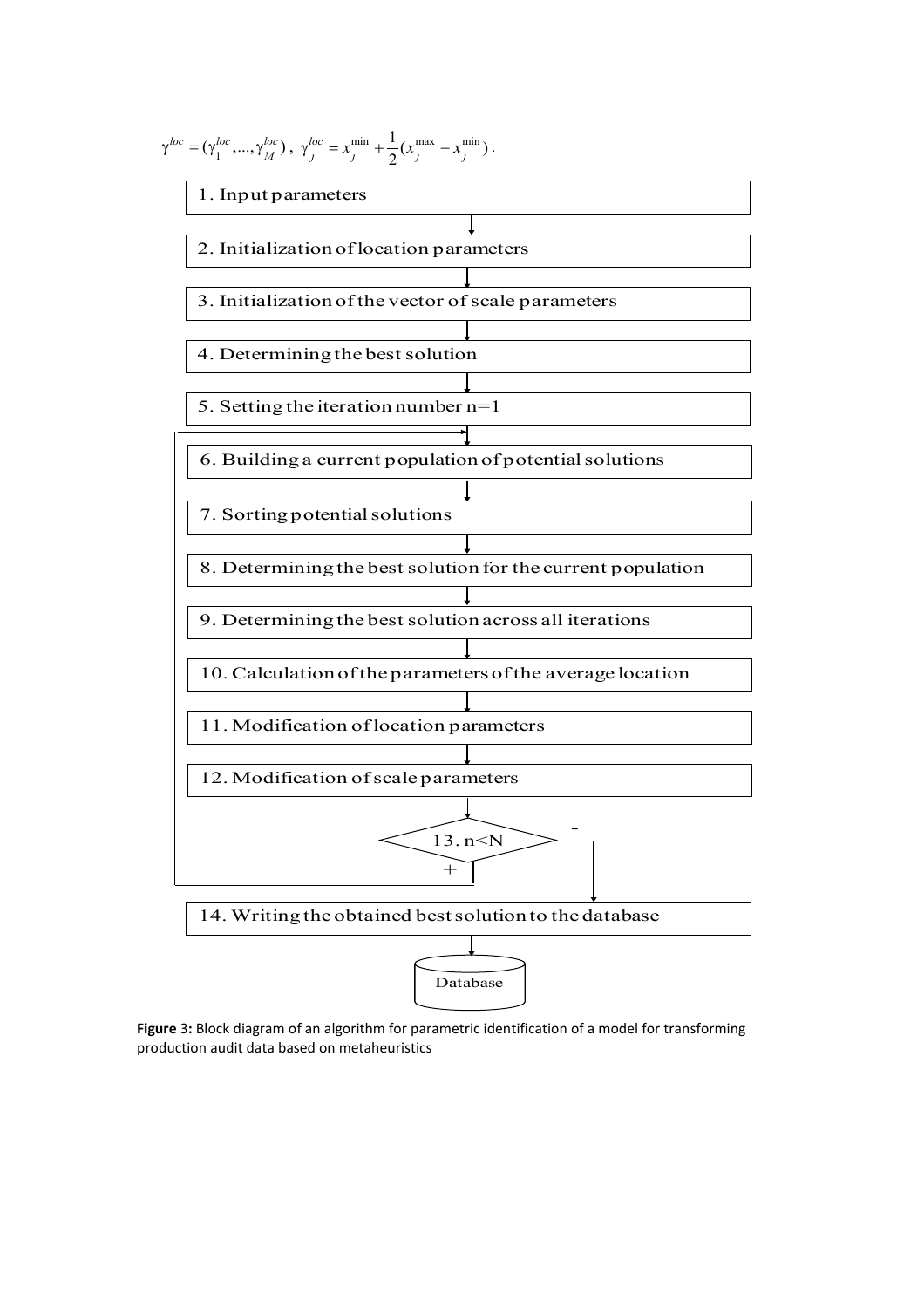$\gamma^{loc} = (\gamma_1^{loc},...,\gamma_M^{loc})$ , $\gamma_j^{loc} = x_j^{\min} + \frac{1}{2}(x_j^{\max} - x_j^{\min})$ .

1. Input parameters
2. Initialization of location parameters
3. Initialization of the vector of scale parameters
4. Determining the best solution
5. Setting the iteration number n=1
6. Building a current population of potential solutions
7. Sorting potential solutions
8. Determining the best solution for the current population
9. Determining the best solution across all iterations
10. Calculation of the parameters of the average location
11. Modification of location parameters
12. Modification of scale parameters
13. n<N (+ → 6; - → 14)
14. Writing the obtained best solution to the database

Database

**Figure 3:** Block diagram of an algorithm for parametric identification of a model for transforming production audit data based on metaheuristics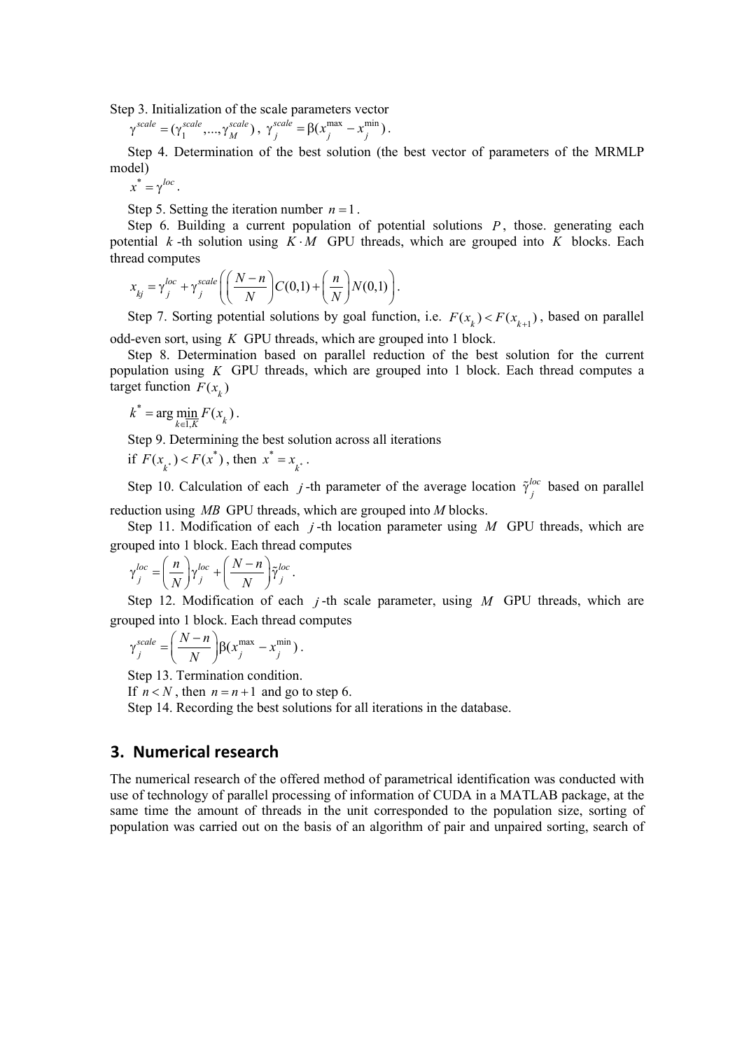Step 3. Initialization of the scale parameters vector

$\gamma^{scale} = (\gamma_1^{scale}, ..., \gamma_M^{scale})$, $\gamma_j^{scale} = \beta(x_j^{\max} - x_j^{\min})$.

Step 4. Determination of the best solution (the best vector of parameters of the MRMLP model)

$x^* = \gamma^{loc}$.

Step 5. Setting the iteration number $n = 1$.

Step 6. Building a current population of potential solutions $P$, those. generating each potential $k$-th solution using $K \cdot M$ GPU threads, which are grouped into $K$ blocks. Each thread computes

$$x_{kj} = \gamma_j^{loc} + \gamma_j^{scale}\left(\left(\frac{N-n}{N}\right)C(0,1) + \left(\frac{n}{N}\right)N(0,1)\right).$$

Step 7. Sorting potential solutions by goal function, i.e. $F(x_k) < F(x_{k+1})$, based on parallel odd-even sort, using $K$ GPU threads, which are grouped into 1 block.

Step 8. Determination based on parallel reduction of the best solution for the current population using $K$ GPU threads, which are grouped into 1 block. Each thread computes a target function $F(x_k)$

$k^* = \arg\min_{k \in \overline{1,K}} F(x_k)$.

Step 9. Determining the best solution across all iterations

if $F(x_{k^*}) < F(x^*)$, then $x^* = x_{k^*}$.

Step 10. Calculation of each $j$-th parameter of the average location $\tilde{\gamma}_j^{loc}$ based on parallel reduction using $MB$ GPU threads, which are grouped into $M$ blocks.

Step 11. Modification of each $j$-th location parameter using $M$ GPU threads, which are grouped into 1 block. Each thread computes

$$\gamma_j^{loc} = \left(\frac{n}{N}\right)\gamma_j^{loc} + \left(\frac{N-n}{N}\right)\tilde{\gamma}_j^{loc}.$$

Step 12. Modification of each $j$-th scale parameter, using $M$ GPU threads, which are grouped into 1 block. Each thread computes

$$\gamma_j^{scale} = \left(\frac{N-n}{N}\right)\beta(x_j^{\max} - x_j^{\min}).$$

Step 13. Termination condition.

If $n < N$, then $n = n + 1$ and go to step 6.

Step 14. Recording the best solutions for all iterations in the database.

## 3. Numerical research

The numerical research of the offered method of parametrical identification was conducted with use of technology of parallel processing of information of CUDA in a MATLAB package, at the same time the amount of threads in the unit corresponded to the population size, sorting of population was carried out on the basis of an algorithm of pair and unpaired sorting, search of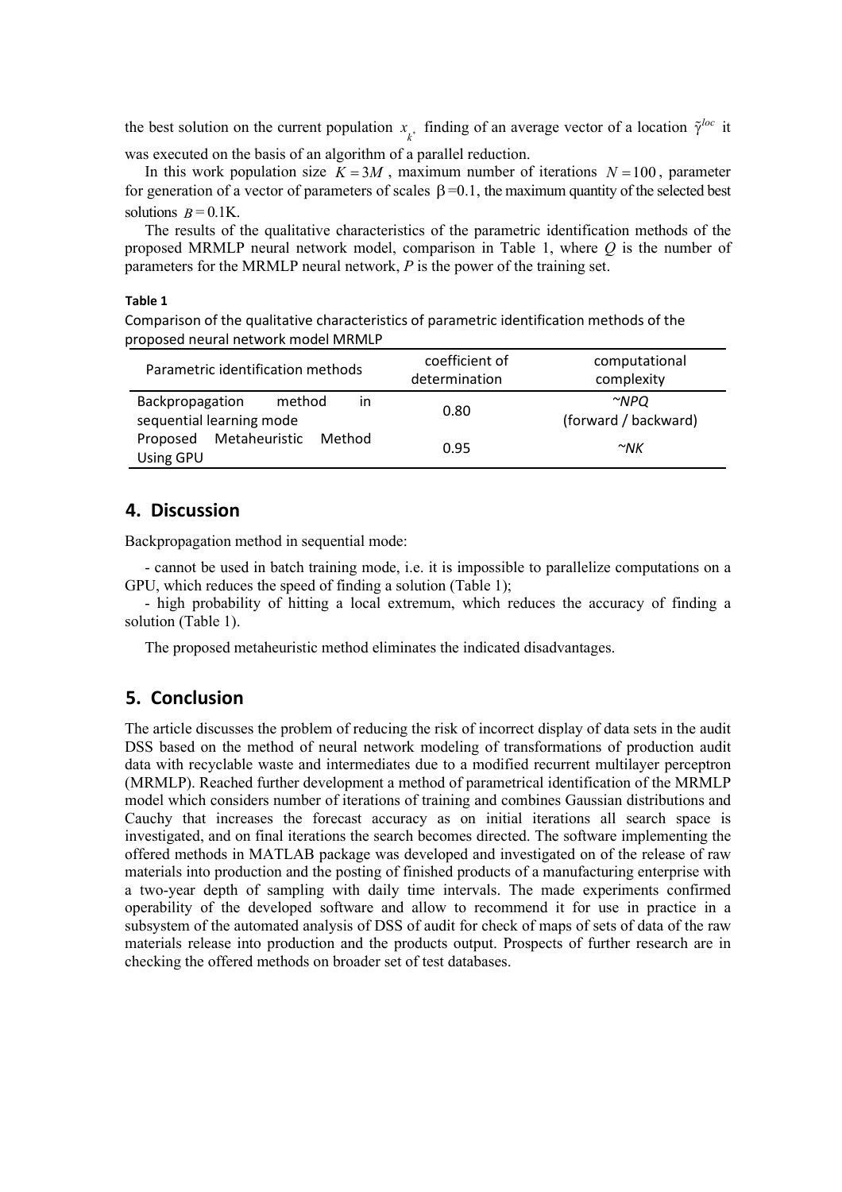the best solution on the current population $x_{k^*}$ finding of an average vector of a location $\tilde{\gamma}^{loc}$ it was executed on the basis of an algorithm of a parallel reduction.

In this work population size $K = 3M$, maximum number of iterations $N = 100$, parameter for generation of a vector of parameters of scales $\beta = 0.1$, the maximum quantity of the selected best solutions $B = 0.1K$.

The results of the qualitative characteristics of the parametric identification methods of the proposed MRMLP neural network model, comparison in Table 1, where $Q$ is the number of parameters for the MRMLP neural network, $P$ is the power of the training set.

**Table 1**

Comparison of the qualitative characteristics of parametric identification methods of the proposed neural network model MRMLP

| Parametric identification methods | coefficient of determination | computational complexity |
| --- | --- | --- |
| Backpropagation method in sequential learning mode | 0.80 | ~*NPQ* (forward / backward) |
| Proposed Metaheuristic Method Using GPU | 0.95 | ~*NK* |

## 4. Discussion

Backpropagation method in sequential mode:

- cannot be used in batch training mode, i.e. it is impossible to parallelize computations on a GPU, which reduces the speed of finding a solution (Table 1);

- high probability of hitting a local extremum, which reduces the accuracy of finding a solution (Table 1).

The proposed metaheuristic method eliminates the indicated disadvantages.

## 5. Conclusion

The article discusses the problem of reducing the risk of incorrect display of data sets in the audit DSS based on the method of neural network modeling of transformations of production audit data with recyclable waste and intermediates due to a modified recurrent multilayer perceptron (MRMLP). Reached further development a method of parametrical identification of the MRMLP model which considers number of iterations of training and combines Gaussian distributions and Cauchy that increases the forecast accuracy as on initial iterations all search space is investigated, and on final iterations the search becomes directed. The software implementing the offered methods in MATLAB package was developed and investigated on of the release of raw materials into production and the posting of finished products of a manufacturing enterprise with a two-year depth of sampling with daily time intervals. The made experiments confirmed operability of the developed software and allow to recommend it for use in practice in a subsystem of the automated analysis of DSS of audit for check of maps of sets of data of the raw materials release into production and the products output. Prospects of further research are in checking the offered methods on broader set of test databases.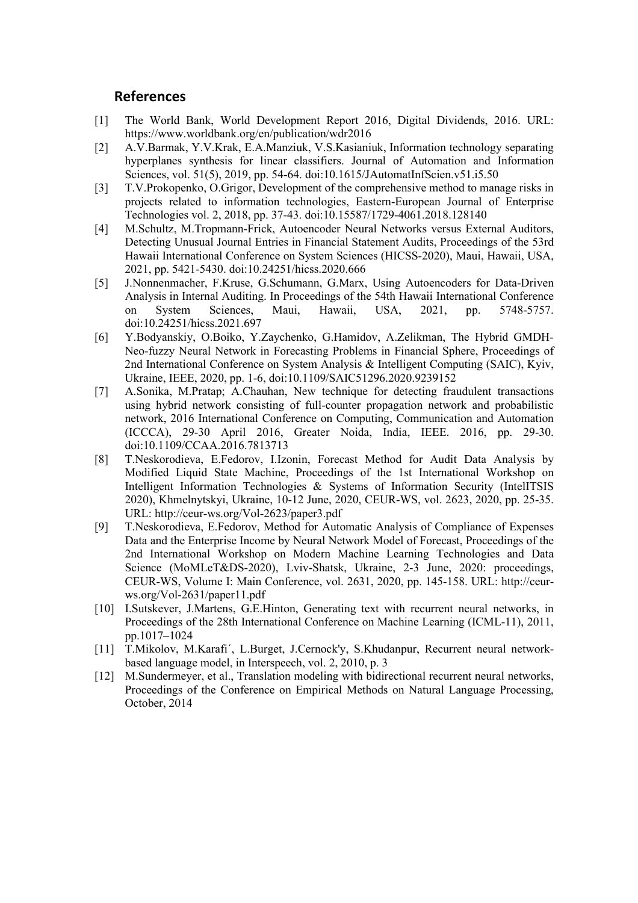## References

[1] The World Bank, World Development Report 2016, Digital Dividends, 2016. URL: https://www.worldbank.org/en/publication/wdr2016

[2] A.V.Barmak, Y.V.Krak, E.A.Manziuk, V.S.Kasianiuk, Information technology separating hyperplanes synthesis for linear classifiers. Journal of Automation and Information Sciences, vol. 51(5), 2019, pp. 54-64. doi:10.1615/JAutomatInfScien.v51.i5.50

[3] T.V.Prokopenko, O.Grigor, Development of the comprehensive method to manage risks in projects related to information technologies, Eastern-European Journal of Enterprise Technologies vol. 2, 2018, pp. 37-43. doi:10.15587/1729-4061.2018.128140

[4] M.Schultz, M.Tropmann-Frick, Autoencoder Neural Networks versus External Auditors, Detecting Unusual Journal Entries in Financial Statement Audits, Proceedings of the 53rd Hawaii International Conference on System Sciences (HICSS-2020), Maui, Hawaii, USA, 2021, pp. 5421-5430. doi:10.24251/hicss.2020.666

[5] J.Nonnenmacher, F.Kruse, G.Schumann, G.Marx, Using Autoencoders for Data-Driven Analysis in Internal Auditing. In Proceedings of the 54th Hawaii International Conference on System Sciences, Maui, Hawaii, USA, 2021, pp. 5748-5757. doi:10.24251/hicss.2021.697

[6] Y.Bodyanskiy, O.Boiko, Y.Zaychenko, G.Hamidov, A.Zelikman, The Hybrid GMDH-Neo-fuzzy Neural Network in Forecasting Problems in Financial Sphere, Proceedings of 2nd International Conference on System Analysis & Intelligent Computing (SAIC), Kyiv, Ukraine, IEEE, 2020, pp. 1-6, doi:10.1109/SAIC51296.2020.9239152

[7] A.Sonika, M.Pratap; A.Chauhan, New technique for detecting fraudulent transactions using hybrid network consisting of full-counter propagation network and probabilistic network, 2016 International Conference on Computing, Communication and Automation (ICCCA), 29-30 April 2016, Greater Noida, India, IEEE. 2016, pp. 29-30. doi:10.1109/CCAA.2016.7813713

[8] T.Neskorodieva, E.Fedorov, I.Izonin, Forecast Method for Audit Data Analysis by Modified Liquid State Machine, Proceedings of the 1st International Workshop on Intelligent Information Technologies & Systems of Information Security (IntelITSIS 2020), Khmelnytskyi, Ukraine, 10-12 June, 2020, CEUR-WS, vol. 2623, 2020, pp. 25-35. URL: http://ceur-ws.org/Vol-2623/paper3.pdf

[9] T.Neskorodieva, E.Fedorov, Method for Automatic Analysis of Compliance of Expenses Data and the Enterprise Income by Neural Network Model of Forecast, Proceedings of the 2nd International Workshop on Modern Machine Learning Technologies and Data Science (MoMLeT&DS-2020), Lviv-Shatsk, Ukraine, 2-3 June, 2020: proceedings, CEUR-WS, Volume I: Main Conference, vol. 2631, 2020, pp. 145-158. URL: http://ceur-ws.org/Vol-2631/paper11.pdf

[10] I.Sutskever, J.Martens, G.E.Hinton, Generating text with recurrent neural networks, in Proceedings of the 28th International Conference on Machine Learning (ICML-11), 2011, pp.1017–1024

[11] T.Mikolov, M.Karafi´, L.Burget, J.Cernock'y, S.Khudanpur, Recurrent neural network-based language model, in Interspeech, vol. 2, 2010, p. 3

[12] M.Sundermeyer, et al., Translation modeling with bidirectional recurrent neural networks, Proceedings of the Conference on Empirical Methods on Natural Language Processing, October, 2014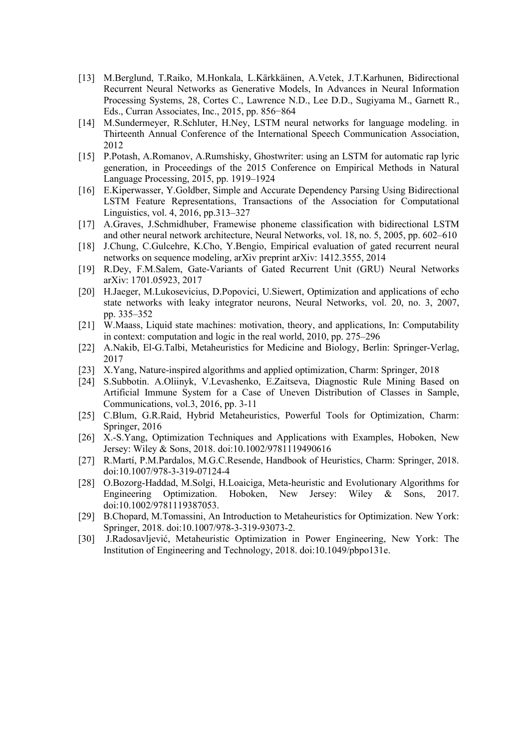[13] M.Berglund, T.Raiko, M.Honkala, L.Kärkkäinen, A.Vetek, J.T.Karhunen, Bidirectional Recurrent Neural Networks as Generative Models, In Advances in Neural Information Processing Systems, 28, Cortes C., Lawrence N.D., Lee D.D., Sugiyama M., Garnett R., Eds., Curran Associates, Inc., 2015, pp. 856−864

[14] M.Sundermeyer, R.Schluter, H.Ney, LSTM neural networks for language modeling. in Thirteenth Annual Conference of the International Speech Communication Association, 2012

[15] P.Potash, A.Romanov, A.Rumshisky, Ghostwriter: using an LSTM for automatic rap lyric generation, in Proceedings of the 2015 Conference on Empirical Methods in Natural Language Processing, 2015, pp. 1919–1924

[16] E.Kiperwasser, Y.Goldber, Simple and Accurate Dependency Parsing Using Bidirectional LSTM Feature Representations, Transactions of the Association for Computational Linguistics, vol. 4, 2016, pp.313–327

[17] A.Graves, J.Schmidhuber, Framewise phoneme classification with bidirectional LSTM and other neural network architecture, Neural Networks, vol. 18, no. 5, 2005, pp. 602–610

[18] J.Chung, C.Gulcehre, K.Cho, Y.Bengio, Empirical evaluation of gated recurrent neural networks on sequence modeling, arXiv preprint arXiv: 1412.3555, 2014

[19] R.Dey, F.M.Salem, Gate-Variants of Gated Recurrent Unit (GRU) Neural Networks arXiv: 1701.05923, 2017

[20] H.Jaeger, M.Lukosevicius, D.Popovici, U.Siewert, Optimization and applications of echo state networks with leaky integrator neurons, Neural Networks, vol. 20, no. 3, 2007, pp. 335–352

[21] W.Maass, Liquid state machines: motivation, theory, and applications, In: Computability in context: computation and logic in the real world, 2010, pp. 275–296

[22] A.Nakib, El-G.Talbi, Metaheuristics for Medicine and Biology, Berlin: Springer-Verlag, 2017

[23] X.Yang, Nature-inspired algorithms and applied optimization, Charm: Springer, 2018

[24] S.Subbotin. A.Oliinyk, V.Levashenko, E.Zaitseva, Diagnostic Rule Mining Based on Artificial Immune System for a Case of Uneven Distribution of Classes in Sample, Communications, vol.3, 2016, pp. 3-11

[25] C.Blum, G.R.Raid, Hybrid Metaheuristics, Powerful Tools for Optimization, Charm: Springer, 2016

[26] X.-S.Yang, Optimization Techniques and Applications with Examples, Hoboken, New Jersey: Wiley & Sons, 2018. doi:10.1002/9781119490616

[27] R.Martí, P.M.Pardalos, M.G.C.Resende, Handbook of Heuristics, Charm: Springer, 2018. doi:10.1007/978-3-319-07124-4

[28] O.Bozorg-Haddad, M.Solgi, H.Loaiciga, Meta-heuristic and Evolutionary Algorithms for Engineering Optimization. Hoboken, New Jersey: Wiley & Sons, 2017. doi:10.1002/9781119387053.

[29] B.Chopard, M.Tomassini, An Introduction to Metaheuristics for Optimization. New York: Springer, 2018. doi:10.1007/978-3-319-93073-2.

[30] J.Radosavljević, Metaheuristic Optimization in Power Engineering, New York: The Institution of Engineering and Technology, 2018. doi:10.1049/pbpo131e.